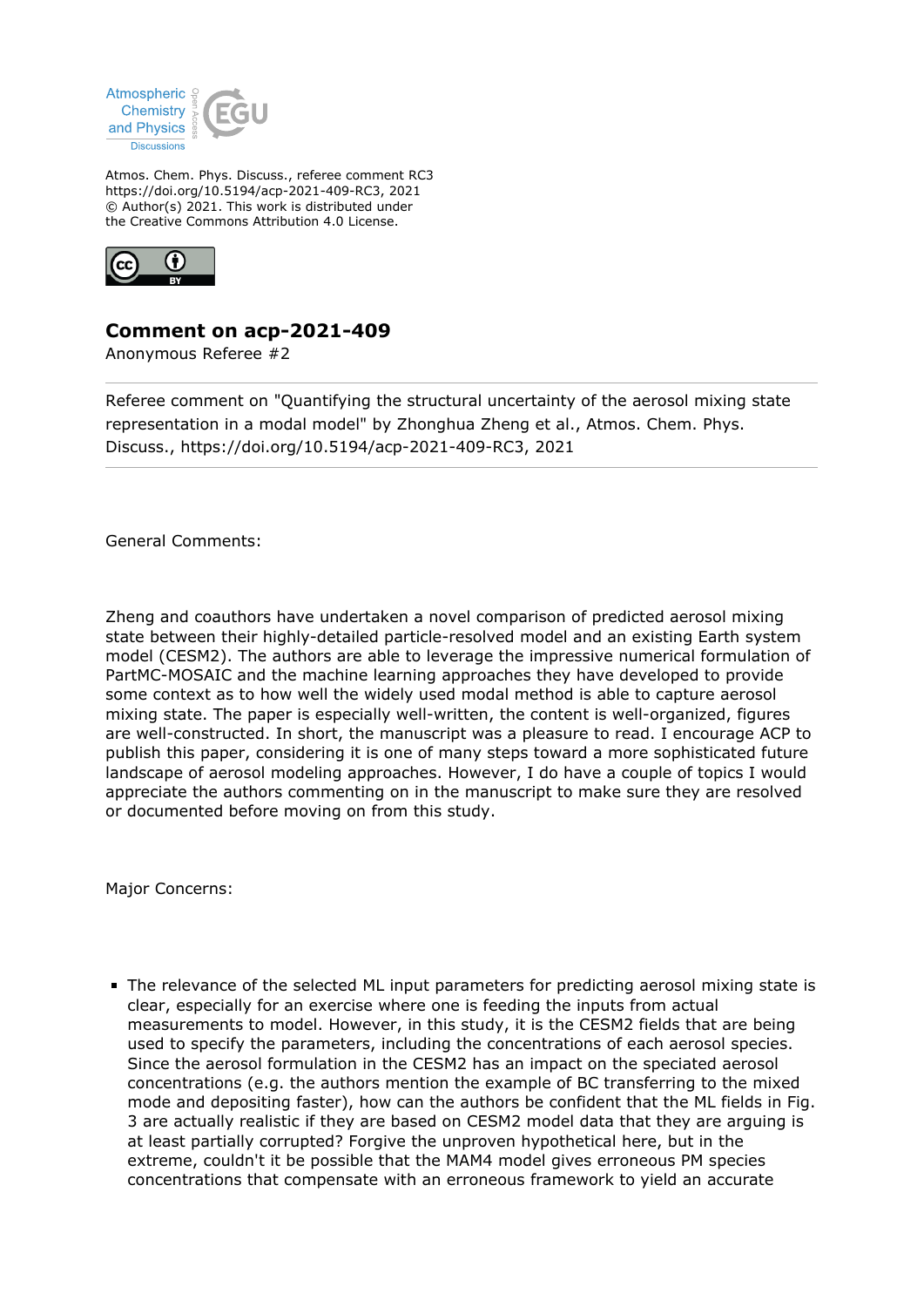Atmos. Chem. Phys. Discuss., referee comment RC3
https://doi.org/10.5194/acp-2021-409-RC3, 2021
© Author(s) 2021. This work is distributed under
the Creative Commons Attribution 4.0 License.

# Comment on acp-2021-409

Anonymous Referee #2

Referee comment on "Quantifying the structural uncertainty of the aerosol mixing state representation in a modal model" by Zhonghua Zheng et al., Atmos. Chem. Phys. Discuss., https://doi.org/10.5194/acp-2021-409-RC3, 2021

General Comments:

Zheng and coauthors have undertaken a novel comparison of predicted aerosol mixing state between their highly-detailed particle-resolved model and an existing Earth system model (CESM2). The authors are able to leverage the impressive numerical formulation of PartMC-MOSAIC and the machine learning approaches they have developed to provide some context as to how well the widely used modal method is able to capture aerosol mixing state. The paper is especially well-written, the content is well-organized, figures are well-constructed. In short, the manuscript was a pleasure to read. I encourage ACP to publish this paper, considering it is one of many steps toward a more sophisticated future landscape of aerosol modeling approaches. However, I do have a couple of topics I would appreciate the authors commenting on in the manuscript to make sure they are resolved or documented before moving on from this study.

Major Concerns:

- The relevance of the selected ML input parameters for predicting aerosol mixing state is clear, especially for an exercise where one is feeding the inputs from actual measurements to model. However, in this study, it is the CESM2 fields that are being used to specify the parameters, including the concentrations of each aerosol species. Since the aerosol formulation in the CESM2 has an impact on the speciated aerosol concentrations (e.g. the authors mention the example of BC transferring to the mixed mode and depositing faster), how can the authors be confident that the ML fields in Fig. 3 are actually realistic if they are based on CESM2 model data that they are arguing is at least partially corrupted? Forgive the unproven hypothetical here, but in the extreme, couldn't it be possible that the MAM4 model gives erroneous PM species concentrations that compensate with an erroneous framework to yield an accurate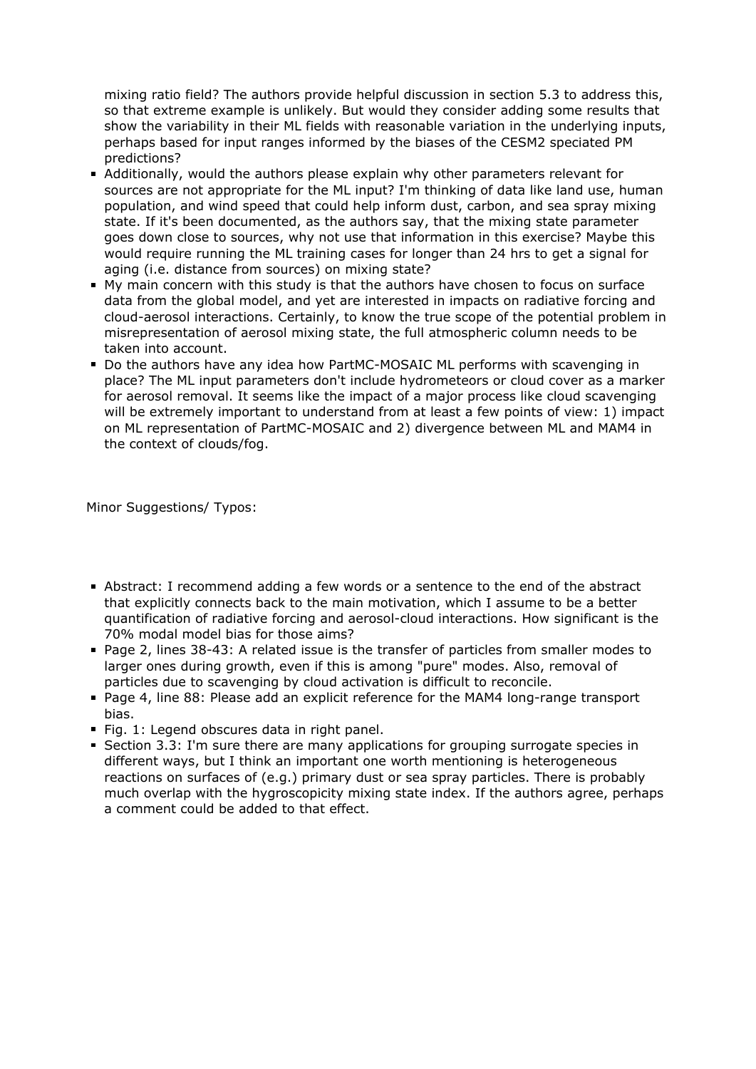mixing ratio field? The authors provide helpful discussion in section 5.3 to address this, so that extreme example is unlikely. But would they consider adding some results that show the variability in their ML fields with reasonable variation in the underlying inputs, perhaps based for input ranges informed by the biases of the CESM2 speciated PM predictions?

- Additionally, would the authors please explain why other parameters relevant for sources are not appropriate for the ML input? I'm thinking of data like land use, human population, and wind speed that could help inform dust, carbon, and sea spray mixing state. If it's been documented, as the authors say, that the mixing state parameter goes down close to sources, why not use that information in this exercise? Maybe this would require running the ML training cases for longer than 24 hrs to get a signal for aging (i.e. distance from sources) on mixing state?
- My main concern with this study is that the authors have chosen to focus on surface data from the global model, and yet are interested in impacts on radiative forcing and cloud-aerosol interactions. Certainly, to know the true scope of the potential problem in misrepresentation of aerosol mixing state, the full atmospheric column needs to be taken into account.
- Do the authors have any idea how PartMC-MOSAIC ML performs with scavenging in place? The ML input parameters don't include hydrometeors or cloud cover as a marker for aerosol removal. It seems like the impact of a major process like cloud scavenging will be extremely important to understand from at least a few points of view: 1) impact on ML representation of PartMC-MOSAIC and 2) divergence between ML and MAM4 in the context of clouds/fog.

Minor Suggestions/ Typos:

- Abstract: I recommend adding a few words or a sentence to the end of the abstract that explicitly connects back to the main motivation, which I assume to be a better quantification of radiative forcing and aerosol-cloud interactions. How significant is the 70% modal model bias for those aims?
- Page 2, lines 38-43: A related issue is the transfer of particles from smaller modes to larger ones during growth, even if this is among "pure" modes. Also, removal of particles due to scavenging by cloud activation is difficult to reconcile.
- Page 4, line 88: Please add an explicit reference for the MAM4 long-range transport bias.
- Fig. 1: Legend obscures data in right panel.
- Section 3.3: I'm sure there are many applications for grouping surrogate species in different ways, but I think an important one worth mentioning is heterogeneous reactions on surfaces of (e.g.) primary dust or sea spray particles. There is probably much overlap with the hygroscopicity mixing state index. If the authors agree, perhaps a comment could be added to that effect.